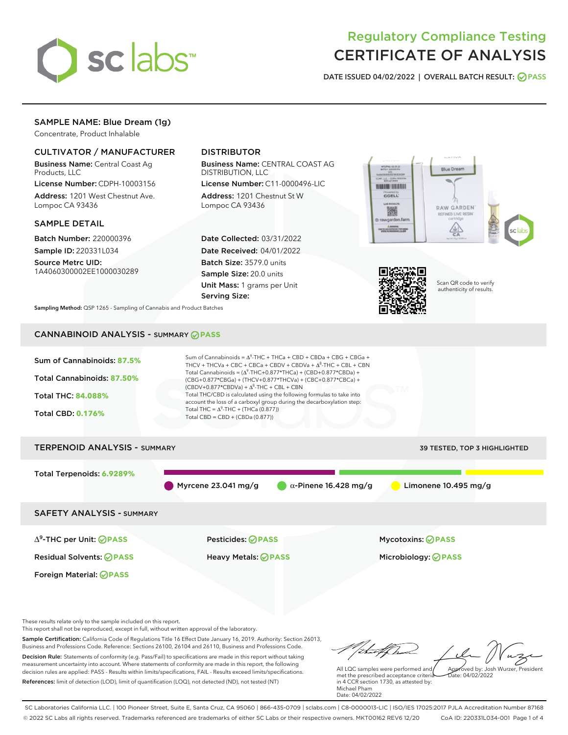# Regulatory Compliance Testing
# CERTIFICATE OF ANALYSIS

**DATE ISSUED 04/02/2022 | OVERALL BATCH RESULT: PASS**

## SAMPLE NAME: Blue Dream (1g)

Concentrate, Product Inhalable

### CULTIVATOR / MANUFACTURER

**Business Name:** Central Coast Ag Products, LLC

**License Number:** CDPH-10003156

**Address:** 1201 West Chestnut Ave. Lompoc CA 93436

### DISTRIBUTOR

**Business Name:** CENTRAL COAST AG DISTRIBUTION, LLC

**License Number:** C11-0000496-LIC

**Address:** 1201 Chestnut St W Lompoc CA 93436

### SAMPLE DETAIL

**Batch Number:** 220000396

**Sample ID:** 220331L034

**Source Metrc UID:** 1A4060300002EE1000030289

**Date Collected:** 03/31/2022

**Date Received:** 04/01/2022

**Batch Size:** 3579.0 units

**Sample Size:** 20.0 units

**Unit Mass:** 1 grams per Unit

**Serving Size:**

Scan QR code to verify authenticity of results.

**Sampling Method:** QSP 1265 - Sampling of Cannabis and Product Batches

## CANNABINOID ANALYSIS - SUMMARY PASS

**Sum of Cannabinoids: 87.5%**

**Total Cannabinoids: 87.50%**

**Total THC: 84.088%**

**Total CBD: 0.176%**

Sum of Cannabinoids = $\Delta^9$-THC + THCa + CBD + CBDa + CBG + CBGa + THCV + THCVa + CBC + CBCa + CBDV + CBDVa + $\Delta^8$-THC + CBL + CBN

Total Cannabinoids = ($\Delta^9$-THC+0.877*THCa) + (CBD+0.877*CBDa) + (CBG+0.877*CBGa) + (THCV+0.877*THCVa) + (CBC+0.877*CBCa) + (CBDV+0.877*CBDVa) + $\Delta^8$-THC + CBL + CBN

Total THC/CBD is calculated using the following formulas to take into account the loss of a carboxyl group during the decarboxylation step:

Total THC = $\Delta^9$-THC + (THCa (0.877))

Total CBD = CBD + (CBDa (0.877))

## TERPENOID ANALYSIS - SUMMARY

39 TESTED, TOP 3 HIGHLIGHTED

**Total Terpenoids: 6.9289%**

Myrcene 23.041 mg/g | α-Pinene 16.428 mg/g | Limonene 10.495 mg/g

## SAFETY ANALYSIS - SUMMARY

| | | |
|---|---|---|
| $\Delta^9$-THC per Unit: PASS | Pesticides: PASS | Mycotoxins: PASS |
| Residual Solvents: PASS | Heavy Metals: PASS | Microbiology: PASS |
| Foreign Material: PASS | | |

These results relate only to the sample included on this report.
This report shall not be reproduced, except in full, without written approval of the laboratory.

**Sample Certification:** California Code of Regulations Title 16 Effect Date January 16, 2019. Authority: Section 26013, Business and Professions Code. Reference: Sections 26100, 26104 and 26110, Business and Professions Code.

**Decision Rule:** Statements of conformity (e.g. Pass/Fail) to specifications are made in this report without taking measurement uncertainty into account. Where statements of conformity are made in this report, the following decision rules are applied: PASS - Results within limits/specifications, FAIL - Results exceed limits/specifications.

**References:** limit of detection (LOD), limit of quantification (LOQ), not detected (ND), not tested (NT)

All LQC samples were performed and met the prescribed acceptance criteria in 4 CCR section 1730, as attested by: Michael Pham
Date: 04/02/2022

Approved by: Josh Wurzer, President
Date: 04/02/2022

SC Laboratories California LLC. | 100 Pioneer Street, Suite E, Santa Cruz, CA 95060 | 866-435-0709 | sclabs.com | C8-0000013-LIC | ISO/IES 17025:2017 PJLA Accreditation Number 87168
© 2022 SC Labs all rights reserved. Trademarks referenced are trademarks of either SC Labs or their respective owners. MKT00162 REV6 12/20 CoA ID: 220331L034-001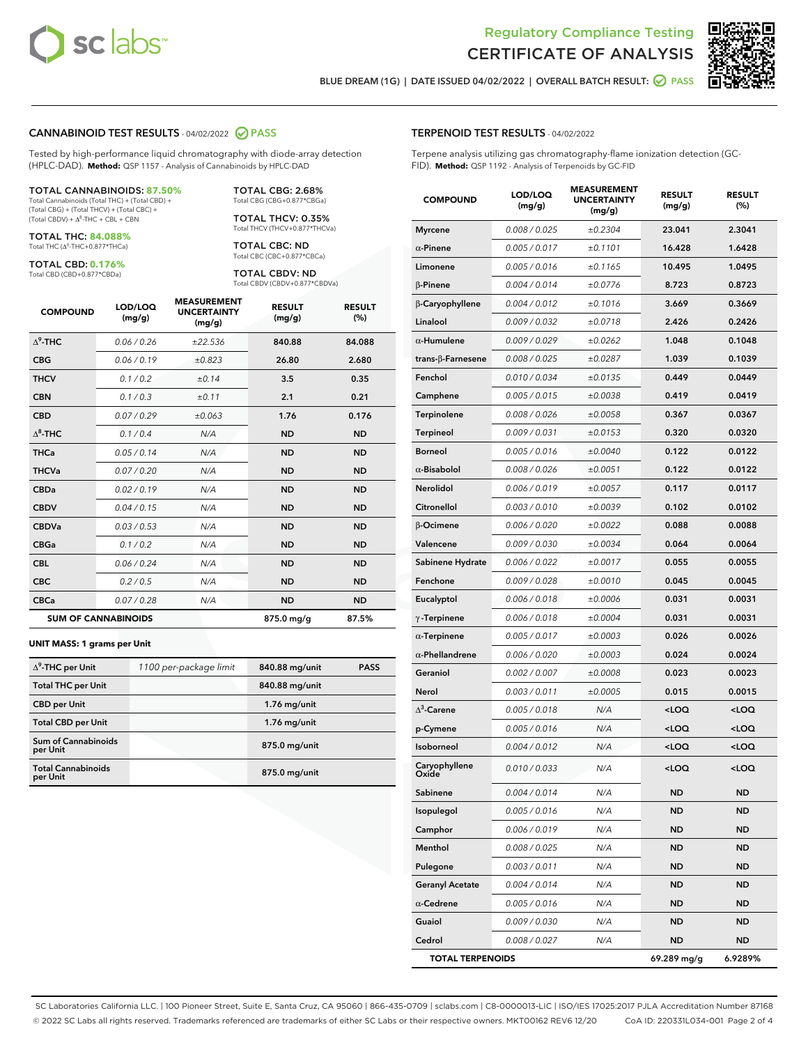# Regulatory Compliance Testing
# CERTIFICATE OF ANALYSIS

BLUE DREAM (1G) | DATE ISSUED 04/02/2022 | OVERALL BATCH RESULT: PASS

## CANNABINOID TEST RESULTS - 04/02/2022 PASS

Tested by high-performance liquid chromatography with diode-array detection (HPLC-DAD). **Method:** QSP 1157 - Analysis of Cannabinoids by HPLC-DAD

**TOTAL CANNABINOIDS: 87.50%**
Total Cannabinoids (Total THC) + (Total CBD) + (Total CBG) + (Total THCV) + (Total CBC) + (Total CBDV) + $\Delta^8$-THC + CBL + CBN

**TOTAL THC: 84.088%**
Total THC ($\Delta^9$-THC+0.877*THCa)

**TOTAL CBD: 0.176%**
Total CBD (CBD+0.877*CBDa)

**TOTAL CBG: 2.68%**
Total CBG (CBG+0.877*CBGa)

**TOTAL THCV: 0.35%**
Total THCV (THCV+0.877*THCVa)

**TOTAL CBC: ND**
Total CBC (CBC+0.877*CBCa)

**TOTAL CBDV: ND**
Total CBDV (CBDV+0.877*CBDVa)

| COMPOUND | LOD/LOQ (mg/g) | MEASUREMENT UNCERTAINTY (mg/g) | RESULT (mg/g) | RESULT (%) |
|---|---|---|---|---|
| $\Delta^9$-THC | 0.06 / 0.26 | ±22.536 | 840.88 | 84.088 |
| CBG | 0.06 / 0.19 | ±0.823 | 26.80 | 2.680 |
| THCV | 0.1 / 0.2 | ±0.14 | 3.5 | 0.35 |
| CBN | 0.1 / 0.3 | ±0.11 | 2.1 | 0.21 |
| CBD | 0.07 / 0.29 | ±0.063 | 1.76 | 0.176 |
| $\Delta^8$-THC | 0.1 / 0.4 | N/A | ND | ND |
| THCa | 0.05 / 0.14 | N/A | ND | ND |
| THCVa | 0.07 / 0.20 | N/A | ND | ND |
| CBDa | 0.02 / 0.19 | N/A | ND | ND |
| CBDV | 0.04 / 0.15 | N/A | ND | ND |
| CBDVa | 0.03 / 0.53 | N/A | ND | ND |
| CBGa | 0.1 / 0.2 | N/A | ND | ND |
| CBL | 0.06 / 0.24 | N/A | ND | ND |
| CBC | 0.2 / 0.5 | N/A | ND | ND |
| CBCa | 0.07 / 0.28 | N/A | ND | ND |
| **SUM OF CANNABINOIDS** | | | 875.0 mg/g | 87.5% |

**UNIT MASS: 1 grams per Unit**

| | | | |
|---|---|---|---|
| $\Delta^9$-THC per Unit | 1100 per-package limit | 840.88 mg/unit | PASS |
| Total THC per Unit | | 840.88 mg/unit | |
| CBD per Unit | | 1.76 mg/unit | |
| Total CBD per Unit | | 1.76 mg/unit | |
| Sum of Cannabinoids per Unit | | 875.0 mg/unit | |
| Total Cannabinoids per Unit | | 875.0 mg/unit | |

## TERPENOID TEST RESULTS - 04/02/2022

Terpene analysis utilizing gas chromatography-flame ionization detection (GC-FID). **Method:** QSP 1192 - Analysis of Terpenoids by GC-FID

| COMPOUND | LOD/LOQ (mg/g) | MEASUREMENT UNCERTAINTY (mg/g) | RESULT (mg/g) | RESULT (%) |
|---|---|---|---|---|
| Myrcene | 0.008 / 0.025 | ±0.2304 | 23.041 | 2.3041 |
| α-Pinene | 0.005 / 0.017 | ±0.1101 | 16.428 | 1.6428 |
| Limonene | 0.005 / 0.016 | ±0.1165 | 10.495 | 1.0495 |
| β-Pinene | 0.004 / 0.014 | ±0.0776 | 8.723 | 0.8723 |
| β-Caryophyllene | 0.004 / 0.012 | ±0.1016 | 3.669 | 0.3669 |
| Linalool | 0.009 / 0.032 | ±0.0718 | 2.426 | 0.2426 |
| α-Humulene | 0.009 / 0.029 | ±0.0262 | 1.048 | 0.1048 |
| trans-β-Farnesene | 0.008 / 0.025 | ±0.0287 | 1.039 | 0.1039 |
| Fenchol | 0.010 / 0.034 | ±0.0135 | 0.449 | 0.0449 |
| Camphene | 0.005 / 0.015 | ±0.0038 | 0.419 | 0.0419 |
| Terpinolene | 0.008 / 0.026 | ±0.0058 | 0.367 | 0.0367 |
| Terpineol | 0.009 / 0.031 | ±0.0153 | 0.320 | 0.0320 |
| Borneol | 0.005 / 0.016 | ±0.0040 | 0.122 | 0.0122 |
| α-Bisabolol | 0.008 / 0.026 | ±0.0051 | 0.122 | 0.0122 |
| Nerolidol | 0.006 / 0.019 | ±0.0057 | 0.117 | 0.0117 |
| Citronellol | 0.003 / 0.010 | ±0.0039 | 0.102 | 0.0102 |
| β-Ocimene | 0.006 / 0.020 | ±0.0022 | 0.088 | 0.0088 |
| Valencene | 0.009 / 0.030 | ±0.0034 | 0.064 | 0.0064 |
| Sabinene Hydrate | 0.006 / 0.022 | ±0.0017 | 0.055 | 0.0055 |
| Fenchone | 0.009 / 0.028 | ±0.0010 | 0.045 | 0.0045 |
| Eucalyptol | 0.006 / 0.018 | ±0.0006 | 0.031 | 0.0031 |
| γ-Terpinene | 0.006 / 0.018 | ±0.0004 | 0.031 | 0.0031 |
| α-Terpinene | 0.005 / 0.017 | ±0.0003 | 0.026 | 0.0026 |
| α-Phellandrene | 0.006 / 0.020 | ±0.0003 | 0.024 | 0.0024 |
| Geraniol | 0.002 / 0.007 | ±0.0008 | 0.023 | 0.0023 |
| Nerol | 0.003 / 0.011 | ±0.0005 | 0.015 | 0.0015 |
| $\Delta^3$-Carene | 0.005 / 0.018 | N/A | <LOQ | <LOQ |
| p-Cymene | 0.005 / 0.016 | N/A | <LOQ | <LOQ |
| Isoborneol | 0.004 / 0.012 | N/A | <LOQ | <LOQ |
| Caryophyllene Oxide | 0.010 / 0.033 | N/A | <LOQ | <LOQ |
| Sabinene | 0.004 / 0.014 | N/A | ND | ND |
| Isopulegol | 0.005 / 0.016 | N/A | ND | ND |
| Camphor | 0.006 / 0.019 | N/A | ND | ND |
| Menthol | 0.008 / 0.025 | N/A | ND | ND |
| Pulegone | 0.003 / 0.011 | N/A | ND | ND |
| Geranyl Acetate | 0.004 / 0.014 | N/A | ND | ND |
| α-Cedrene | 0.005 / 0.016 | N/A | ND | ND |
| Guaiol | 0.009 / 0.030 | N/A | ND | ND |
| Cedrol | 0.008 / 0.027 | N/A | ND | ND |
| **TOTAL TERPENOIDS** | | | 69.289 mg/g | 6.9289% |

SC Laboratories California LLC. | 100 Pioneer Street, Suite E, Santa Cruz, CA 95060 | 866-435-0709 | sclabs.com | C8-0000013-LIC | ISO/IES 17025:2017 PJLA Accreditation Number 87168
© 2022 SC Labs all rights reserved. Trademarks referenced are trademarks of either SC Labs or their respective owners. MKT00162 REV6 12/20 CoA ID: 220331L034-001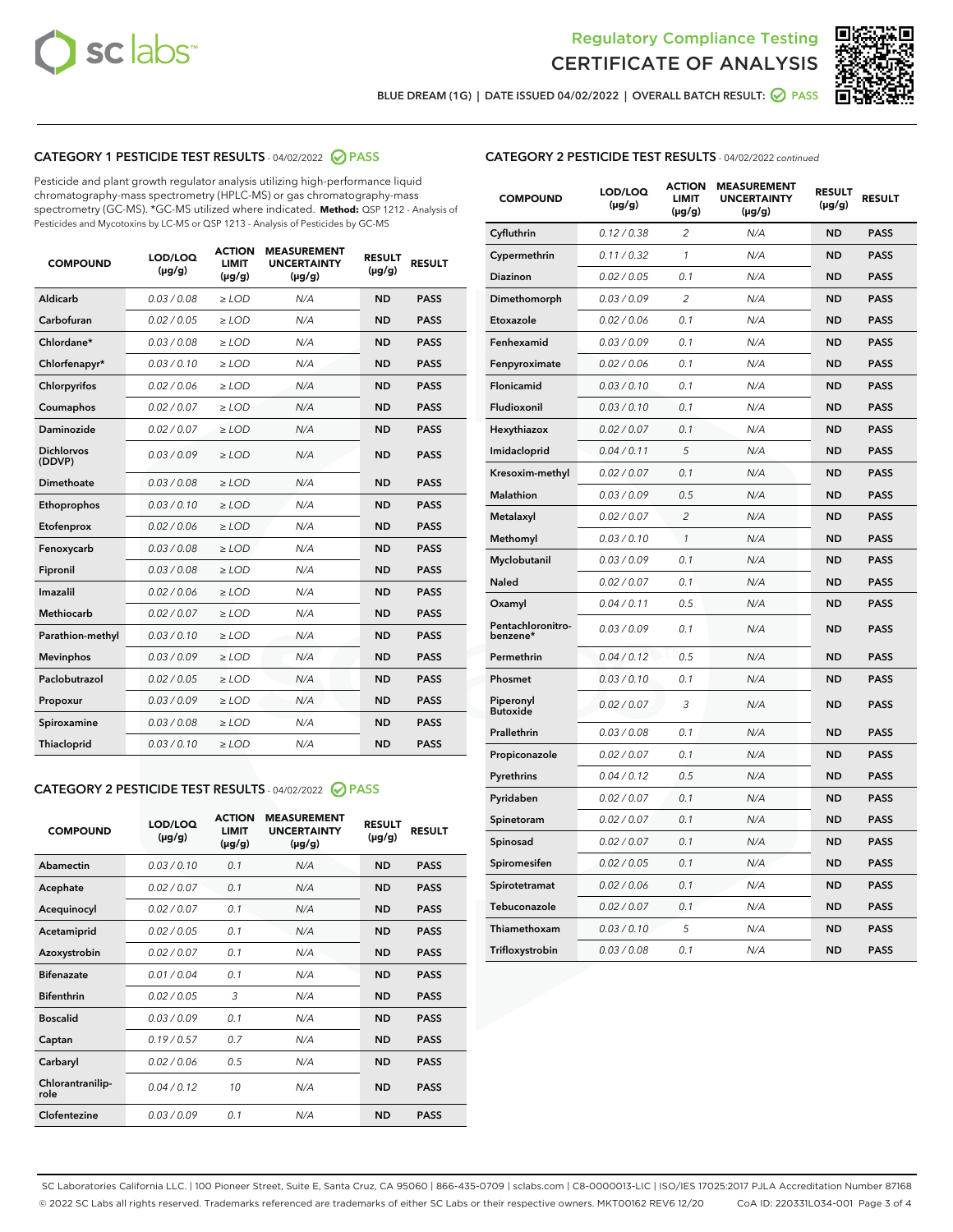# Regulatory Compliance Testing CERTIFICATE OF ANALYSIS

BLUE DREAM (1G) | DATE ISSUED 04/02/2022 | OVERALL BATCH RESULT: PASS

## CATEGORY 1 PESTICIDE TEST RESULTS - 04/02/2022 PASS

Pesticide and plant growth regulator analysis utilizing high-performance liquid chromatography-mass spectrometry (HPLC-MS) or gas chromatography-mass spectrometry (GC-MS). *GC-MS utilized where indicated. **Method:** QSP 1212 - Analysis of Pesticides and Mycotoxins by LC-MS or QSP 1213 - Analysis of Pesticides by GC-MS

| COMPOUND | LOD/LOQ (µg/g) | ACTION LIMIT (µg/g) | MEASUREMENT UNCERTAINTY (µg/g) | RESULT (µg/g) | RESULT |
|---|---|---|---|---|---|
| Aldicarb | 0.03 / 0.08 | ≥ LOD | N/A | ND | PASS |
| Carbofuran | 0.02 / 0.05 | ≥ LOD | N/A | ND | PASS |
| Chlordane* | 0.03 / 0.08 | ≥ LOD | N/A | ND | PASS |
| Chlorfenapyr* | 0.03 / 0.10 | ≥ LOD | N/A | ND | PASS |
| Chlorpyrifos | 0.02 / 0.06 | ≥ LOD | N/A | ND | PASS |
| Coumaphos | 0.02 / 0.07 | ≥ LOD | N/A | ND | PASS |
| Daminozide | 0.02 / 0.07 | ≥ LOD | N/A | ND | PASS |
| Dichlorvos (DDVP) | 0.03 / 0.09 | ≥ LOD | N/A | ND | PASS |
| Dimethoate | 0.03 / 0.08 | ≥ LOD | N/A | ND | PASS |
| Ethoprophos | 0.03 / 0.10 | ≥ LOD | N/A | ND | PASS |
| Etofenprox | 0.02 / 0.06 | ≥ LOD | N/A | ND | PASS |
| Fenoxycarb | 0.03 / 0.08 | ≥ LOD | N/A | ND | PASS |
| Fipronil | 0.03 / 0.08 | ≥ LOD | N/A | ND | PASS |
| Imazalil | 0.02 / 0.06 | ≥ LOD | N/A | ND | PASS |
| Methiocarb | 0.02 / 0.07 | ≥ LOD | N/A | ND | PASS |
| Parathion-methyl | 0.03 / 0.10 | ≥ LOD | N/A | ND | PASS |
| Mevinphos | 0.03 / 0.09 | ≥ LOD | N/A | ND | PASS |
| Paclobutrazol | 0.02 / 0.05 | ≥ LOD | N/A | ND | PASS |
| Propoxur | 0.03 / 0.09 | ≥ LOD | N/A | ND | PASS |
| Spiroxamine | 0.03 / 0.08 | ≥ LOD | N/A | ND | PASS |
| Thiacloprid | 0.03 / 0.10 | ≥ LOD | N/A | ND | PASS |

## CATEGORY 2 PESTICIDE TEST RESULTS - 04/02/2022 PASS

| COMPOUND | LOD/LOQ (µg/g) | ACTION LIMIT (µg/g) | MEASUREMENT UNCERTAINTY (µg/g) | RESULT (µg/g) | RESULT |
|---|---|---|---|---|---|
| Abamectin | 0.03 / 0.10 | 0.1 | N/A | ND | PASS |
| Acephate | 0.02 / 0.07 | 0.1 | N/A | ND | PASS |
| Acequinocyl | 0.02 / 0.07 | 0.1 | N/A | ND | PASS |
| Acetamiprid | 0.02 / 0.05 | 0.1 | N/A | ND | PASS |
| Azoxystrobin | 0.02 / 0.07 | 0.1 | N/A | ND | PASS |
| Bifenazate | 0.01 / 0.04 | 0.1 | N/A | ND | PASS |
| Bifenthrin | 0.02 / 0.05 | 3 | N/A | ND | PASS |
| Boscalid | 0.03 / 0.09 | 0.1 | N/A | ND | PASS |
| Captan | 0.19 / 0.57 | 0.7 | N/A | ND | PASS |
| Carbaryl | 0.02 / 0.06 | 0.5 | N/A | ND | PASS |
| Chlorantraniliprole | 0.04 / 0.12 | 10 | N/A | ND | PASS |
| Clofentezine | 0.03 / 0.09 | 0.1 | N/A | ND | PASS |
| Cyfluthrin | 0.12 / 0.38 | 2 | N/A | ND | PASS |
| Cypermethrin | 0.11 / 0.32 | 1 | N/A | ND | PASS |
| Diazinon | 0.02 / 0.05 | 0.1 | N/A | ND | PASS |
| Dimethomorph | 0.03 / 0.09 | 2 | N/A | ND | PASS |
| Etoxazole | 0.02 / 0.06 | 0.1 | N/A | ND | PASS |
| Fenhexamid | 0.03 / 0.09 | 0.1 | N/A | ND | PASS |
| Fenpyroximate | 0.02 / 0.06 | 0.1 | N/A | ND | PASS |
| Flonicamid | 0.03 / 0.10 | 0.1 | N/A | ND | PASS |
| Fludioxonil | 0.03 / 0.10 | 0.1 | N/A | ND | PASS |
| Hexythiazox | 0.02 / 0.07 | 0.1 | N/A | ND | PASS |
| Imidacloprid | 0.04 / 0.11 | 5 | N/A | ND | PASS |
| Kresoxim-methyl | 0.02 / 0.07 | 0.1 | N/A | ND | PASS |
| Malathion | 0.03 / 0.09 | 0.5 | N/A | ND | PASS |
| Metalaxyl | 0.02 / 0.07 | 2 | N/A | ND | PASS |
| Methomyl | 0.03 / 0.10 | 1 | N/A | ND | PASS |
| Myclobutanil | 0.03 / 0.09 | 0.1 | N/A | ND | PASS |
| Naled | 0.02 / 0.07 | 0.1 | N/A | ND | PASS |
| Oxamyl | 0.04 / 0.11 | 0.5 | N/A | ND | PASS |
| Pentachloronitrobenzene* | 0.03 / 0.09 | 0.1 | N/A | ND | PASS |
| Permethrin | 0.04 / 0.12 | 0.5 | N/A | ND | PASS |
| Phosmet | 0.03 / 0.10 | 0.1 | N/A | ND | PASS |
| Piperonyl Butoxide | 0.02 / 0.07 | 3 | N/A | ND | PASS |
| Prallethrin | 0.03 / 0.08 | 0.1 | N/A | ND | PASS |
| Propiconazole | 0.02 / 0.07 | 0.1 | N/A | ND | PASS |
| Pyrethrins | 0.04 / 0.12 | 0.5 | N/A | ND | PASS |
| Pyridaben | 0.02 / 0.07 | 0.1 | N/A | ND | PASS |
| Spinetoram | 0.02 / 0.07 | 0.1 | N/A | ND | PASS |
| Spinosad | 0.02 / 0.07 | 0.1 | N/A | ND | PASS |
| Spiromesifen | 0.02 / 0.05 | 0.1 | N/A | ND | PASS |
| Spirotetramat | 0.02 / 0.06 | 0.1 | N/A | ND | PASS |
| Tebuconazole | 0.02 / 0.07 | 0.1 | N/A | ND | PASS |
| Thiamethoxam | 0.03 / 0.10 | 5 | N/A | ND | PASS |
| Trifloxystrobin | 0.03 / 0.08 | 0.1 | N/A | ND | PASS |

SC Laboratories California LLC. | 100 Pioneer Street, Suite E, Santa Cruz, CA 95060 | 866-435-0709 | sclabs.com | C8-0000013-LIC | ISO/IES 17025:2017 PJLA Accreditation Number 87168
© 2022 SC Labs all rights reserved. Trademarks referenced are trademarks of either SC Labs or their respective owners. MKT00162 REV6 12/20 CoA ID: 220331L034-001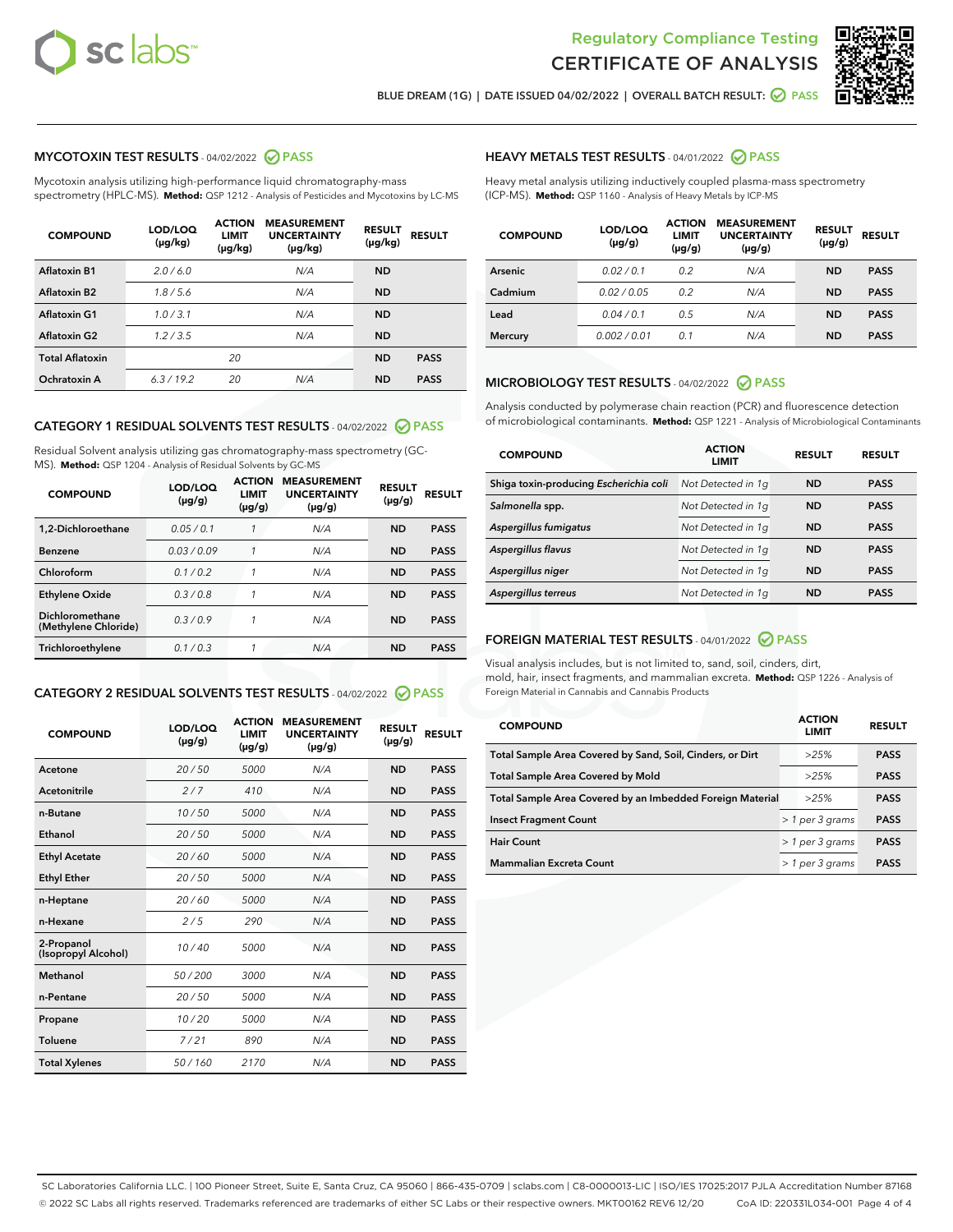Regulatory Compliance Testing
# CERTIFICATE OF ANALYSIS

BLUE DREAM (1G) | DATE ISSUED 04/02/2022 | OVERALL BATCH RESULT: PASS

## MYCOTOXIN TEST RESULTS - 04/02/2022 PASS

Mycotoxin analysis utilizing high-performance liquid chromatography-mass spectrometry (HPLC-MS). **Method:** QSP 1212 - Analysis of Pesticides and Mycotoxins by LC-MS

| COMPOUND | LOD/LOQ (μg/kg) | ACTION LIMIT (μg/kg) | MEASUREMENT UNCERTAINTY (μg/kg) | RESULT (μg/kg) | RESULT |
|---|---|---|---|---|---|
| Aflatoxin B1 | 2.0 / 6.0 | | N/A | ND | |
| Aflatoxin B2 | 1.8 / 5.6 | | N/A | ND | |
| Aflatoxin G1 | 1.0 / 3.1 | | N/A | ND | |
| Aflatoxin G2 | 1.2 / 3.5 | | N/A | ND | |
| Total Aflatoxin | | 20 | | ND | PASS |
| Ochratoxin A | 6.3 / 19.2 | 20 | N/A | ND | PASS |

## CATEGORY 1 RESIDUAL SOLVENTS TEST RESULTS - 04/02/2022 PASS

Residual Solvent analysis utilizing gas chromatography-mass spectrometry (GC-MS). **Method:** QSP 1204 - Analysis of Residual Solvents by GC-MS

| COMPOUND | LOD/LOQ (μg/g) | ACTION LIMIT (μg/g) | MEASUREMENT UNCERTAINTY (μg/g) | RESULT (μg/g) | RESULT |
|---|---|---|---|---|---|
| 1,2-Dichloroethane | 0.05 / 0.1 | 1 | N/A | ND | PASS |
| Benzene | 0.03 / 0.09 | 1 | N/A | ND | PASS |
| Chloroform | 0.1 / 0.2 | 1 | N/A | ND | PASS |
| Ethylene Oxide | 0.3 / 0.8 | 1 | N/A | ND | PASS |
| Dichloromethane (Methylene Chloride) | 0.3 / 0.9 | 1 | N/A | ND | PASS |
| Trichloroethylene | 0.1 / 0.3 | 1 | N/A | ND | PASS |

## CATEGORY 2 RESIDUAL SOLVENTS TEST RESULTS - 04/02/2022 PASS

| COMPOUND | LOD/LOQ (μg/g) | ACTION LIMIT (μg/g) | MEASUREMENT UNCERTAINTY (μg/g) | RESULT (μg/g) | RESULT |
|---|---|---|---|---|---|
| Acetone | 20 / 50 | 5000 | N/A | ND | PASS |
| Acetonitrile | 2 / 7 | 410 | N/A | ND | PASS |
| n-Butane | 10 / 50 | 5000 | N/A | ND | PASS |
| Ethanol | 20 / 50 | 5000 | N/A | ND | PASS |
| Ethyl Acetate | 20 / 60 | 5000 | N/A | ND | PASS |
| Ethyl Ether | 20 / 50 | 5000 | N/A | ND | PASS |
| n-Heptane | 20 / 60 | 5000 | N/A | ND | PASS |
| n-Hexane | 2 / 5 | 290 | N/A | ND | PASS |
| 2-Propanol (Isopropyl Alcohol) | 10 / 40 | 5000 | N/A | ND | PASS |
| Methanol | 50 / 200 | 3000 | N/A | ND | PASS |
| n-Pentane | 20 / 50 | 5000 | N/A | ND | PASS |
| Propane | 10 / 20 | 5000 | N/A | ND | PASS |
| Toluene | 7 / 21 | 890 | N/A | ND | PASS |
| Total Xylenes | 50 / 160 | 2170 | N/A | ND | PASS |

## HEAVY METALS TEST RESULTS - 04/01/2022 PASS

Heavy metal analysis utilizing inductively coupled plasma-mass spectrometry (ICP-MS). **Method:** QSP 1160 - Analysis of Heavy Metals by ICP-MS

| COMPOUND | LOD/LOQ (μg/g) | ACTION LIMIT (μg/g) | MEASUREMENT UNCERTAINTY (μg/g) | RESULT (μg/g) | RESULT |
|---|---|---|---|---|---|
| Arsenic | 0.02 / 0.1 | 0.2 | N/A | ND | PASS |
| Cadmium | 0.02 / 0.05 | 0.2 | N/A | ND | PASS |
| Lead | 0.04 / 0.1 | 0.5 | N/A | ND | PASS |
| Mercury | 0.002 / 0.01 | 0.1 | N/A | ND | PASS |

## MICROBIOLOGY TEST RESULTS - 04/02/2022 PASS

Analysis conducted by polymerase chain reaction (PCR) and fluorescence detection of microbiological contaminants. **Method:** QSP 1221 - Analysis of Microbiological Contaminants

| COMPOUND | ACTION LIMIT | RESULT | RESULT |
|---|---|---|---|
| Shiga toxin-producing *Escherichia coli* | Not Detected in 1g | ND | PASS |
| *Salmonella* spp. | Not Detected in 1g | ND | PASS |
| *Aspergillus fumigatus* | Not Detected in 1g | ND | PASS |
| *Aspergillus flavus* | Not Detected in 1g | ND | PASS |
| *Aspergillus niger* | Not Detected in 1g | ND | PASS |
| *Aspergillus terreus* | Not Detected in 1g | ND | PASS |

## FOREIGN MATERIAL TEST RESULTS - 04/01/2022 PASS

Visual analysis includes, but is not limited to, sand, soil, cinders, dirt, mold, hair, insect fragments, and mammalian excreta. **Method:** QSP 1226 - Analysis of Foreign Material in Cannabis and Cannabis Products

| COMPOUND | ACTION LIMIT | RESULT |
|---|---|---|
| Total Sample Area Covered by Sand, Soil, Cinders, or Dirt | >25% | PASS |
| Total Sample Area Covered by Mold | >25% | PASS |
| Total Sample Area Covered by an Imbedded Foreign Material | >25% | PASS |
| Insect Fragment Count | > 1 per 3 grams | PASS |
| Hair Count | > 1 per 3 grams | PASS |
| Mammalian Excreta Count | > 1 per 3 grams | PASS |

SC Laboratories California LLC. | 100 Pioneer Street, Suite E, Santa Cruz, CA 95060 | 866-435-0709 | sclabs.com | C8-0000013-LIC | ISO/IES 17025:2017 PJLA Accreditation Number 87168
© 2022 SC Labs all rights reserved. Trademarks referenced are trademarks of either SC Labs or their respective owners. MKT00162 REV6 12/20 CoA ID: 220331L034-001